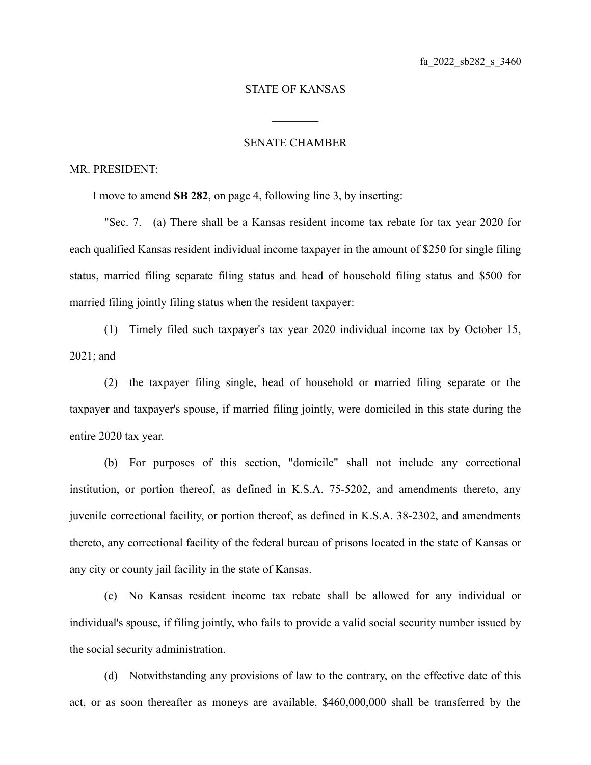fa_2022_sb282_s_3460

STATE OF KANSAS

________

SENATE CHAMBER

MR. PRESIDENT:

I move to amend **SB 282**, on page 4, following line 3, by inserting:

"Sec. 7. (a) There shall be a Kansas resident income tax rebate for tax year 2020 for each qualified Kansas resident individual income taxpayer in the amount of $250 for single filing status, married filing separate filing status and head of household filing status and $500 for married filing jointly filing status when the resident taxpayer:

(1) Timely filed such taxpayer's tax year 2020 individual income tax by October 15, 2021; and

(2) the taxpayer filing single, head of household or married filing separate or the taxpayer and taxpayer's spouse, if married filing jointly, were domiciled in this state during the entire 2020 tax year.

(b) For purposes of this section, "domicile" shall not include any correctional institution, or portion thereof, as defined in K.S.A. 75-5202, and amendments thereto, any juvenile correctional facility, or portion thereof, as defined in K.S.A. 38-2302, and amendments thereto, any correctional facility of the federal bureau of prisons located in the state of Kansas or any city or county jail facility in the state of Kansas.

(c) No Kansas resident income tax rebate shall be allowed for any individual or individual's spouse, if filing jointly, who fails to provide a valid social security number issued by the social security administration.

(d) Notwithstanding any provisions of law to the contrary, on the effective date of this act, or as soon thereafter as moneys are available, $460,000,000 shall be transferred by the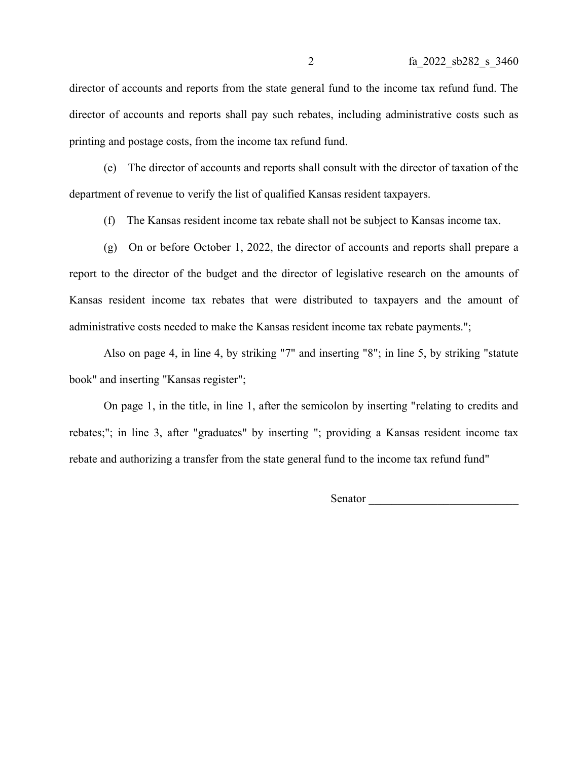director of accounts and reports from the state general fund to the income tax refund fund. The director of accounts and reports shall pay such rebates, including administrative costs such as printing and postage costs, from the income tax refund fund.

(e) The director of accounts and reports shall consult with the director of taxation of the department of revenue to verify the list of qualified Kansas resident taxpayers.

(f) The Kansas resident income tax rebate shall not be subject to Kansas income tax.

(g) On or before October 1, 2022, the director of accounts and reports shall prepare a report to the director of the budget and the director of legislative research on the amounts of Kansas resident income tax rebates that were distributed to taxpayers and the amount of administrative costs needed to make the Kansas resident income tax rebate payments.";

Also on page 4, in line 4, by striking "7" and inserting "8"; in line 5, by striking "statute book" and inserting "Kansas register";

On page 1, in the title, in line 1, after the semicolon by inserting "relating to credits and rebates;"; in line 3, after "graduates" by inserting "; providing a Kansas resident income tax rebate and authorizing a transfer from the state general fund to the income tax refund fund"

Senator __________________________